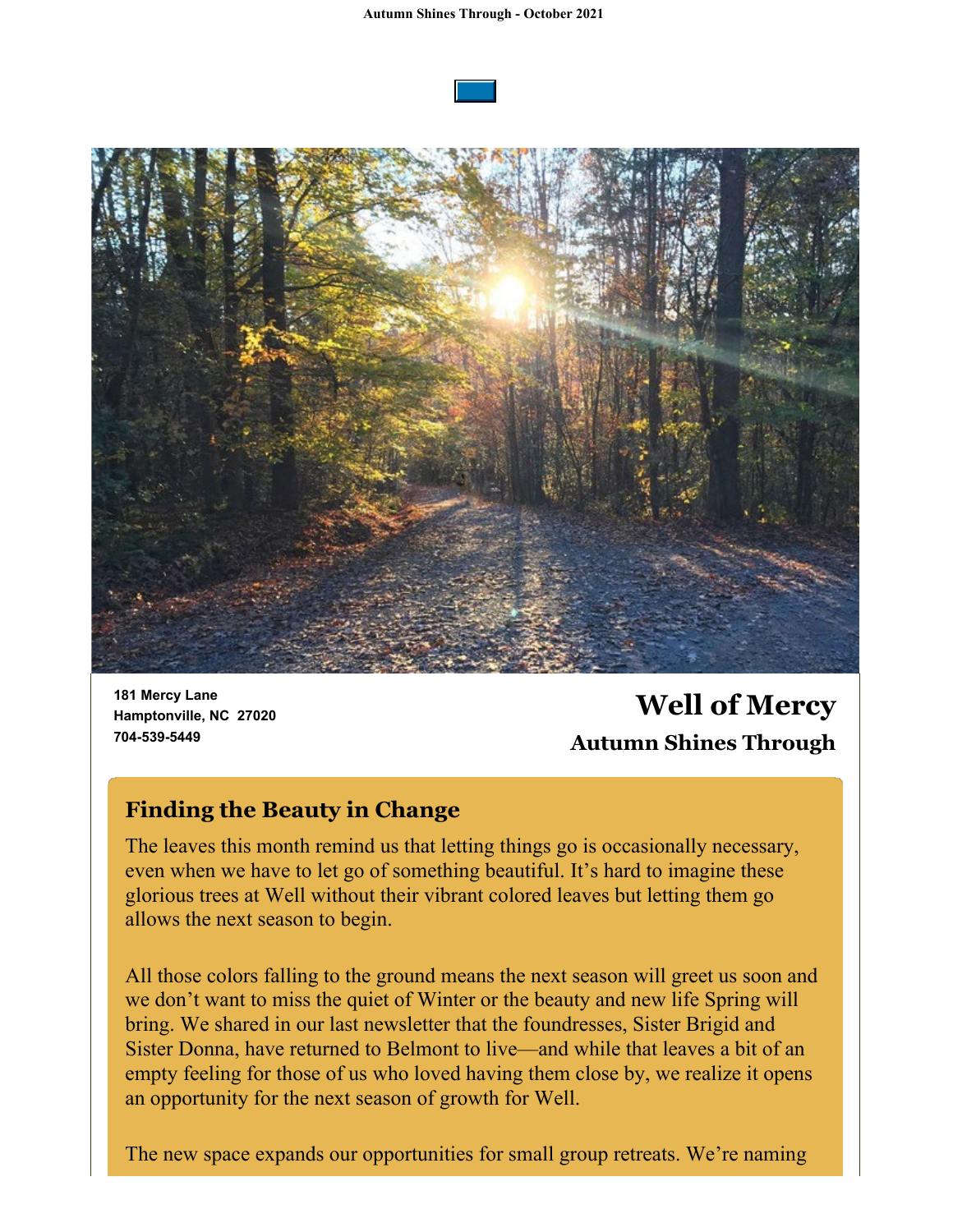181 Mercy Lane
Hamptonville, NC 27020
704-539-5449

# Well of Mercy

## Autumn Shines Through

### Finding the Beauty in Change

The leaves this month remind us that letting things go is occasionally necessary, even when we have to let go of something beautiful. It's hard to imagine these glorious trees at Well without their vibrant colored leaves but letting them go allows the next season to begin.

All those colors falling to the ground means the next season will greet us soon and we don't want to miss the quiet of Winter or the beauty and new life Spring will bring. We shared in our last newsletter that the foundresses, Sister Brigid and Sister Donna, have returned to Belmont to live—and while that leaves a bit of an empty feeling for those of us who loved having them close by, we realize it opens an opportunity for the next season of growth for Well.

The new space expands our opportunities for small group retreats. We're naming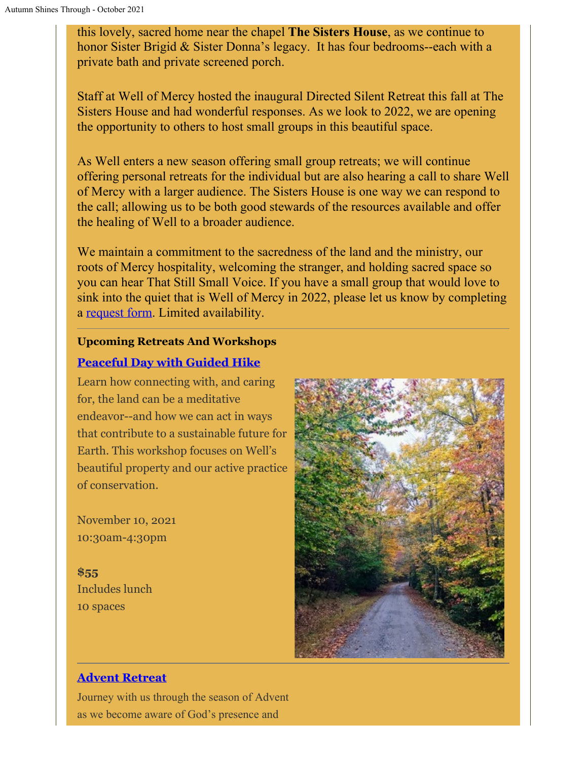this lovely, sacred home near the chapel **The Sisters House**, as we continue to honor Sister Brigid & Sister Donna's legacy. It has four bedrooms--each with a private bath and private screened porch.

Staff at Well of Mercy hosted the inaugural Directed Silent Retreat this fall at The Sisters House and had wonderful responses. As we look to 2022, we are opening the opportunity to others to host small groups in this beautiful space.

As Well enters a new season offering small group retreats; we will continue offering personal retreats for the individual but are also hearing a call to share Well of Mercy with a larger audience. The Sisters House is one way we can respond to the call; allowing us to be both good stewards of the resources available and offer the healing of Well to a broader audience.

We maintain a commitment to the sacredness of the land and the ministry, our roots of Mercy hospitality, welcoming the stranger, and holding sacred space so you can hear That Still Small Voice. If you have a small group that would love to sink into the quiet that is Well of Mercy in 2022, please let us know by completing a request form. Limited availability.

---

**Upcoming Retreats And Workshops**

**Peaceful Day with Guided Hike**

Learn how connecting with, and caring for, the land can be a meditative endeavor--and how we can act in ways that contribute to a sustainable future for Earth. This workshop focuses on Well's beautiful property and our active practice of conservation.

November 10, 2021
10:30am-4:30pm

**$55**
Includes lunch
10 spaces

---

**Advent Retreat**

Journey with us through the season of Advent as we become aware of God's presence and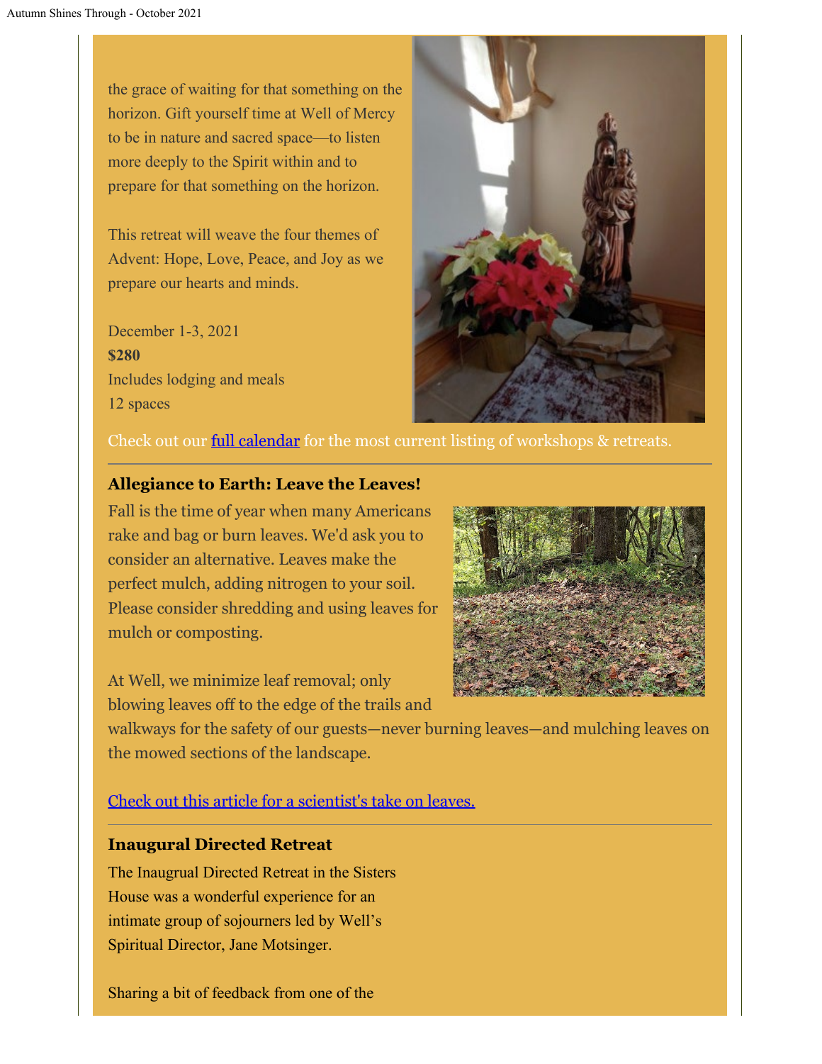the grace of waiting for that something on the horizon. Gift yourself time at Well of Mercy to be in nature and sacred space—to listen more deeply to the Spirit within and to prepare for that something on the horizon.

This retreat will weave the four themes of Advent: Hope, Love, Peace, and Joy as we prepare our hearts and minds.

December 1-3, 2021
**$280**
Includes lodging and meals
12 spaces

Check out our full calendar for the most current listing of workshops & retreats.

---

### Allegiance to Earth: Leave the Leaves!

Fall is the time of year when many Americans rake and bag or burn leaves. We'd ask you to consider an alternative. Leaves make the perfect mulch, adding nitrogen to your soil. Please consider shredding and using leaves for mulch or composting.

At Well, we minimize leaf removal; only blowing leaves off to the edge of the trails and walkways for the safety of our guests—never burning leaves—and mulching leaves on the mowed sections of the landscape.

Check out this article for a scientist's take on leaves.

---

### Inaugural Directed Retreat

The Inaugural Directed Retreat in the Sisters House was a wonderful experience for an intimate group of sojourners led by Well's Spiritual Director, Jane Motsinger.

Sharing a bit of feedback from one of the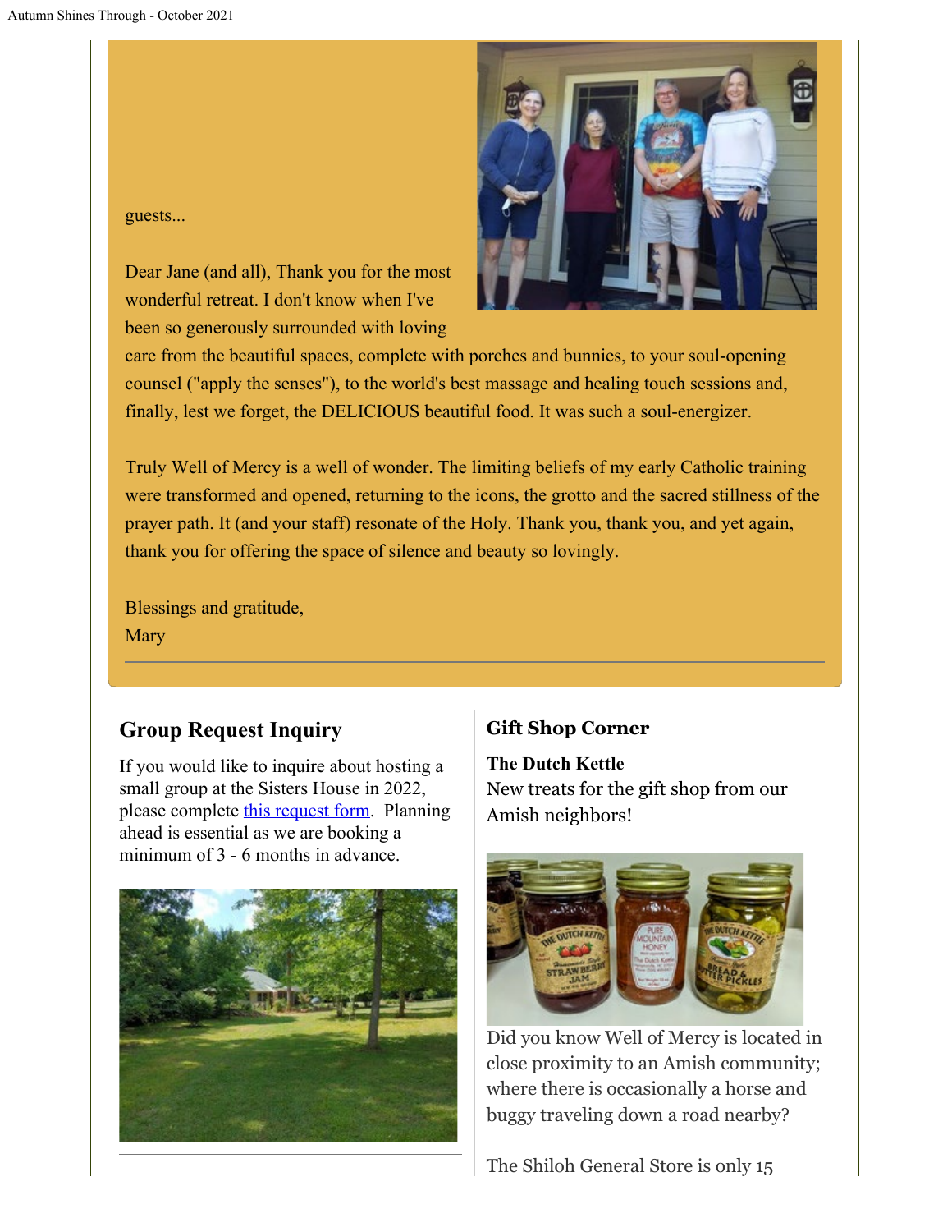guests...

Dear Jane (and all), Thank you for the most wonderful retreat. I don't know when I've been so generously surrounded with loving care from the beautiful spaces, complete with porches and bunnies, to your soul-opening counsel ("apply the senses"), to the world's best massage and healing touch sessions and, finally, lest we forget, the DELICIOUS beautiful food. It was such a soul-energizer.

Truly Well of Mercy is a well of wonder. The limiting beliefs of my early Catholic training were transformed and opened, returning to the icons, the grotto and the sacred stillness of the prayer path. It (and your staff) resonate of the Holy. Thank you, thank you, and yet again, thank you for offering the space of silence and beauty so lovingly.

Blessings and gratitude,
Mary

---

## Group Request Inquiry

If you would like to inquire about hosting a small group at the Sisters House in 2022, please complete this request form. Planning ahead is essential as we are booking a minimum of 3 - 6 months in advance.

---

## Gift Shop Corner

**The Dutch Kettle**
New treats for the gift shop from our Amish neighbors!

Did you know Well of Mercy is located in close proximity to an Amish community; where there is occasionally a horse and buggy traveling down a road nearby?

The Shiloh General Store is only 15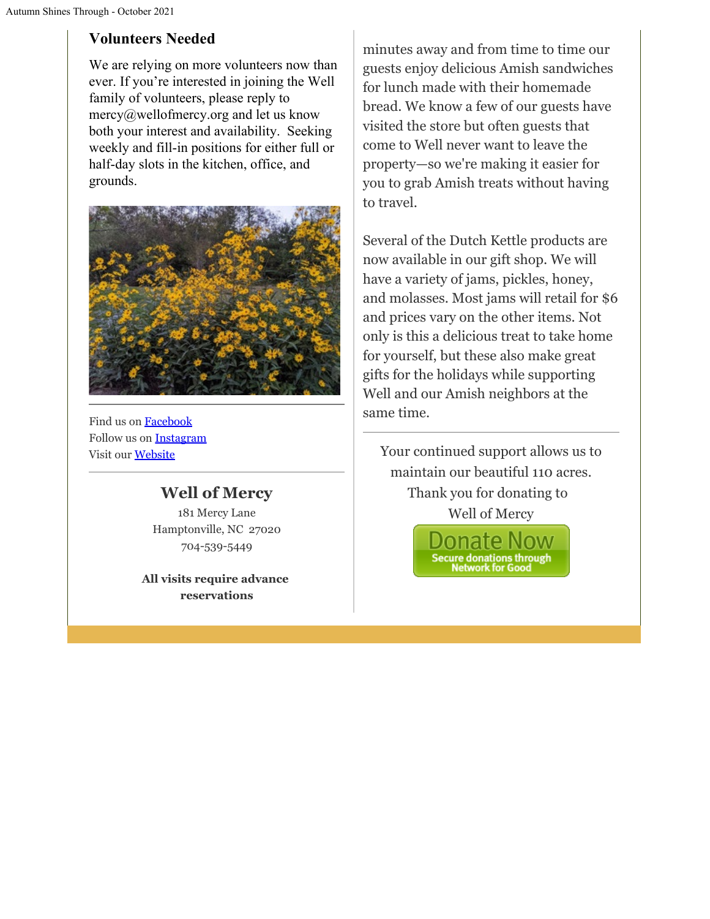## Volunteers Needed

We are relying on more volunteers now than ever. If you're interested in joining the Well family of volunteers, please reply to mercy@wellofmercy.org and let us know both your interest and availability. Seeking weekly and fill-in positions for either full or half-day slots in the kitchen, office, and grounds.

---

Find us on Facebook
Follow us on Instagram
Visit our Website

---

**Well of Mercy**

181 Mercy Lane
Hamptonville, NC 27020
704-539-5449

**All visits require advance reservations**

minutes away and from time to time our guests enjoy delicious Amish sandwiches for lunch made with their homemade bread. We know a few of our guests have visited the store but often guests that come to Well never want to leave the property—so we're making it easier for you to grab Amish treats without having to travel.

Several of the Dutch Kettle products are now available in our gift shop. We will have a variety of jams, pickles, honey, and molasses. Most jams will retail for $6 and prices vary on the other items. Not only is this a delicious treat to take home for yourself, but these also make great gifts for the holidays while supporting Well and our Amish neighbors at the same time.

---

Your continued support allows us to maintain our beautiful 110 acres.
Thank you for donating to
Well of Mercy

Donate Now
Secure donations through Network for Good